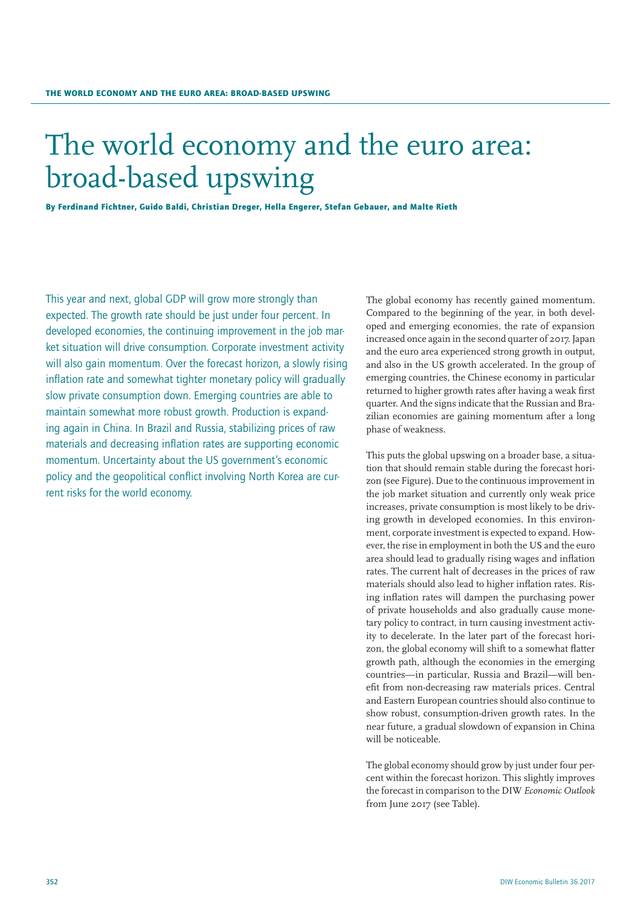# The world economy and the euro area: broad-based upswing

**By Ferdinand Fichtner, Guido Baldi, Christian Dreger, Hella Engerer, Stefan Gebauer, and Malte Rieth**

This year and next, global GDP will grow more strongly than expected. The growth rate should be just under four percent. In developed economies, the continuing improvement in the job market situation will drive consumption. Corporate investment activity will also gain momentum. Over the forecast horizon, a slowly rising inflation rate and somewhat tighter monetary policy will gradually slow private consumption down. Emerging countries are able to maintain somewhat more robust growth. Production is expanding again in China. In Brazil and Russia, stabilizing prices of raw materials and decreasing inflation rates are supporting economic momentum. Uncertainty about the US government's economic policy and the geopolitical conflict involving North Korea are current risks for the world economy.

The global economy has recently gained momentum. Compared to the beginning of the year, in both developed and emerging economies, the rate of expansion increased once again in the second quarter of 2017. Japan and the euro area experienced strong growth in output, and also in the US growth accelerated. In the group of emerging countries, the Chinese economy in particular returned to higher growth rates after having a weak first quarter. And the signs indicate that the Russian and Brazilian economies are gaining momentum after a long phase of weakness.

This puts the global upswing on a broader base, a situation that should remain stable during the forecast horizon (see Figure). Due to the continuous improvement in the job market situation and currently only weak price increases, private consumption is most likely to be driving growth in developed economies. In this environment, corporate investment is expected to expand. However, the rise in employment in both the US and the euro area should lead to gradually rising wages and inflation rates. The current halt of decreases in the prices of raw materials should also lead to higher inflation rates. Rising inflation rates will dampen the purchasing power of private households and also gradually cause monetary policy to contract, in turn causing investment activity to decelerate. In the later part of the forecast horizon, the global economy will shift to a somewhat flatter growth path, although the economies in the emerging countries—in particular, Russia and Brazil—will benefit from non-decreasing raw materials prices. Central and Eastern European countries should also continue to show robust, consumption-driven growth rates. In the near future, a gradual slowdown of expansion in China will be noticeable.

The global economy should grow by just under four percent within the forecast horizon. This slightly improves the forecast in comparison to the DIW *Economic Outlook* from June 2017 (see Table).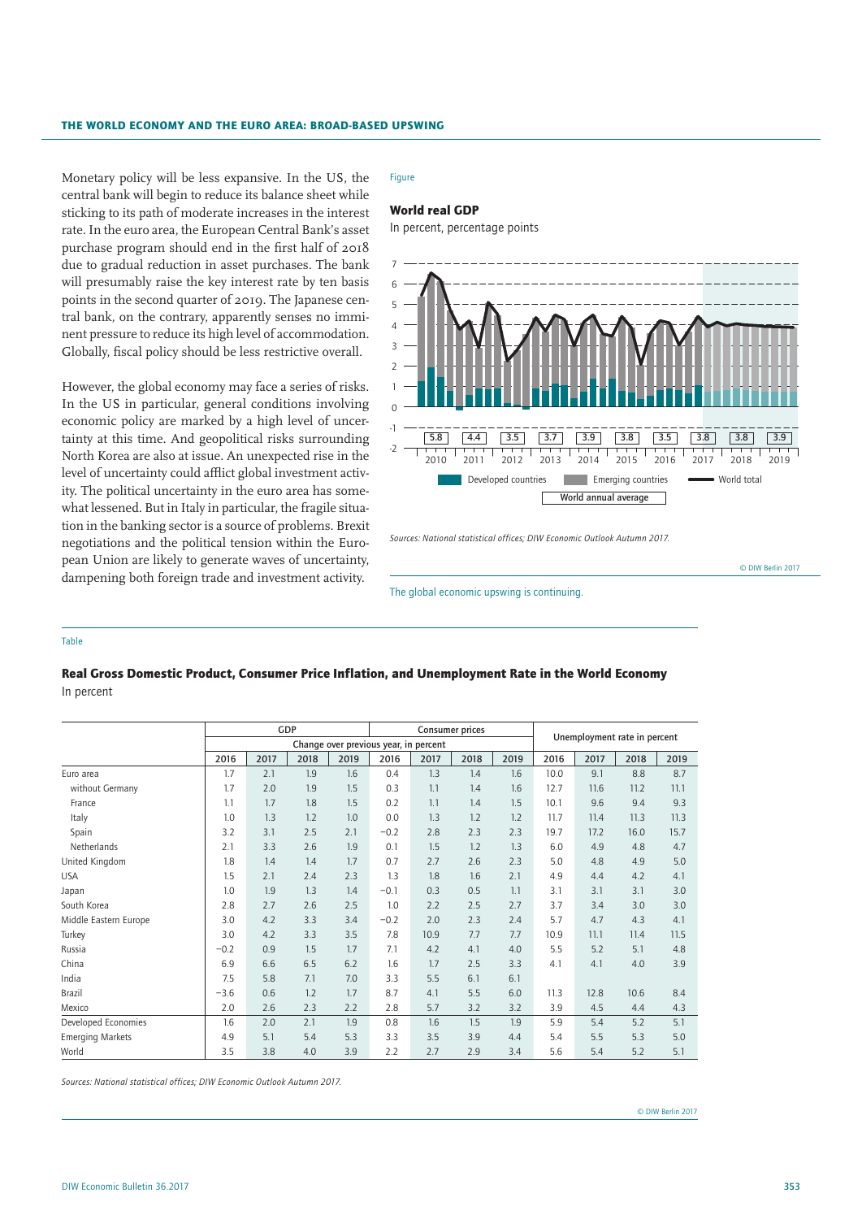Monetary policy will be less expansive. In the US, the central bank will begin to reduce its balance sheet while sticking to its path of moderate increases in the interest rate. In the euro area, the European Central Bank's asset purchase program should end in the first half of 2018 due to gradual reduction in asset purchases. The bank will presumably raise the key interest rate by ten basis points in the second quarter of 2019. The Japanese central bank, on the contrary, apparently senses no imminent pressure to reduce its high level of accommodation. Globally, fiscal policy should be less restrictive overall.

However, the global economy may face a series of risks. In the US in particular, general conditions involving economic policy are marked by a high level of uncertainty at this time. And geopolitical risks surrounding North Korea are also at issue. An unexpected rise in the level of uncertainty could afflict global investment activity. The political uncertainty in the euro area has somewhat lessened. But in Italy in particular, the fragile situation in the banking sector is a source of problems. Brexit negotiations and the political tension within the European Union are likely to generate waves of uncertainty, dampening both foreign trade and investment activity.

Figure

**World real GDP**

In percent, percentage points

| Year | 2010 | 2011 | 2012 | 2013 | 2014 | 2015 | 2016 | 2017 | 2018 | 2019 |
|---|---|---|---|---|---|---|---|---|---|---|
| World annual average | 5.8 | 4.4 | 3.5 | 3.7 | 3.9 | 3.8 | 3.5 | 3.8 | 3.8 | 3.9 |

Developed countries · Emerging countries · World total · World annual average

Sources: National statistical offices; DIW Economic Outlook Autumn 2017.

© DIW Berlin 2017

The global economic upswing is continuing.

Table

**Real Gross Domestic Product, Consumer Price Inflation, and Unemployment Rate in the World Economy**

In percent

| | GDP | | | | Consumer prices | | | | Unemployment rate in percent | | | |
|---|---|---|---|---|---|---|---|---|---|---|---|---|
| | Change over previous year, in percent | | | | | | | | | | | |
| | 2016 | 2017 | 2018 | 2019 | 2016 | 2017 | 2018 | 2019 | 2016 | 2017 | 2018 | 2019 |
| Euro area | 1.7 | 2.1 | 1.9 | 1.6 | 0.4 | 1.3 | 1.4 | 1.6 | 10.0 | 9.1 | 8.8 | 8.7 |
| without Germany | 1.7 | 2.0 | 1.9 | 1.5 | 0.3 | 1.1 | 1.4 | 1.6 | 12.7 | 11.6 | 11.2 | 11.1 |
| France | 1.1 | 1.7 | 1.8 | 1.5 | 0.2 | 1.1 | 1.4 | 1.5 | 10.1 | 9.6 | 9.4 | 9.3 |
| Italy | 1.0 | 1.3 | 1.2 | 1.0 | 0.0 | 1.3 | 1.2 | 1.2 | 11.7 | 11.4 | 11.3 | 11.3 |
| Spain | 3.2 | 3.1 | 2.5 | 2.1 | −0.2 | 2.8 | 2.3 | 2.3 | 19.7 | 17.2 | 16.0 | 15.7 |
| Netherlands | 2.1 | 3.3 | 2.6 | 1.9 | 0.1 | 1.5 | 1.2 | 1.3 | 6.0 | 4.9 | 4.8 | 4.7 |
| United Kingdom | 1.8 | 1.4 | 1.4 | 1.7 | 0.7 | 2.7 | 2.6 | 2.3 | 5.0 | 4.8 | 4.9 | 5.0 |
| USA | 1.5 | 2.1 | 2.4 | 2.3 | 1.3 | 1.8 | 1.6 | 2.1 | 4.9 | 4.4 | 4.2 | 4.1 |
| Japan | 1.0 | 1.9 | 1.3 | 1.4 | −0.1 | 0.3 | 0.5 | 1.1 | 3.1 | 3.1 | 3.1 | 3.0 |
| South Korea | 2.8 | 2.7 | 2.6 | 2.5 | 1.0 | 2.2 | 2.5 | 2.7 | 3.7 | 3.4 | 3.0 | 3.0 |
| Middle Eastern Europe | 3.0 | 4.2 | 3.3 | 3.4 | −0.2 | 2.0 | 2.3 | 2.4 | 5.7 | 4.7 | 4.3 | 4.1 |
| Turkey | 3.0 | 4.2 | 3.3 | 3.5 | 7.8 | 10.9 | 7.7 | 7.7 | 10.9 | 11.1 | 11.4 | 11.5 |
| Russia | −0.2 | 0.9 | 1.5 | 1.7 | 7.1 | 4.2 | 4.1 | 4.0 | 5.5 | 5.2 | 5.1 | 4.8 |
| China | 6.9 | 6.6 | 6.5 | 6.2 | 1.6 | 1.7 | 2.5 | 3.3 | 4.1 | 4.1 | 4.0 | 3.9 |
| India | 7.5 | 5.8 | 7.1 | 7.0 | 3.3 | 5.5 | 6.1 | 6.1 | | | | |
| Brazil | −3.6 | 0.6 | 1.2 | 1.7 | 8.7 | 4.1 | 5.5 | 6.0 | 11.3 | 12.8 | 10.6 | 8.4 |
| Mexico | 2.0 | 2.6 | 2.3 | 2.2 | 2.8 | 5.7 | 3.2 | 3.2 | 3.9 | 4.5 | 4.4 | 4.3 |
| Developed Economies | 1.6 | 2.0 | 2.1 | 1.9 | 0.8 | 1.6 | 1.5 | 1.9 | 5.9 | 5.4 | 5.2 | 5.1 |
| Emerging Markets | 4.9 | 5.1 | 5.4 | 5.3 | 3.3 | 3.5 | 3.9 | 4.4 | 5.4 | 5.5 | 5.3 | 5.0 |
| World | 3.5 | 3.8 | 4.0 | 3.9 | 2.2 | 2.7 | 2.9 | 3.4 | 5.6 | 5.4 | 5.2 | 5.1 |

Sources: National statistical offices; DIW Economic Outlook Autumn 2017.

© DIW Berlin 2017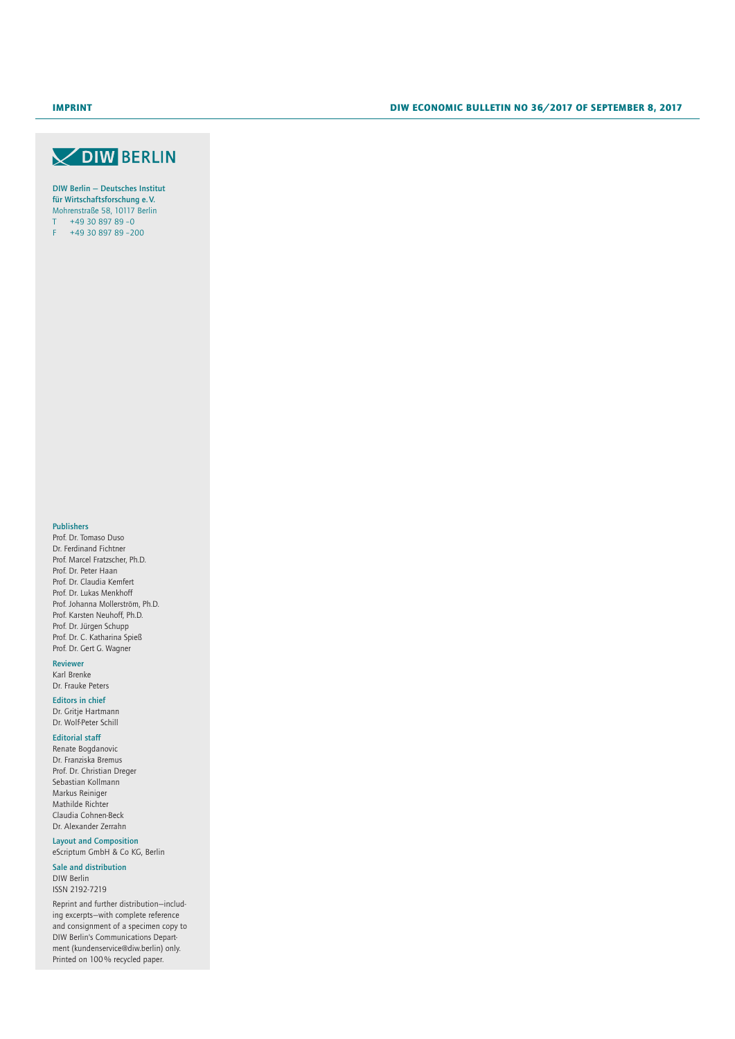DIW BERLIN

**DIW Berlin — Deutsches Institut für Wirtschaftsforschung e. V.**
Mohrenstraße 58, 10117 Berlin
T +49 30 897 89 -0
F +49 30 897 89 -200

**Publishers**
Prof. Dr. Tomaso Duso
Dr. Ferdinand Fichtner
Prof. Marcel Fratzscher, Ph.D.
Prof. Dr. Peter Haan
Prof. Dr. Claudia Kemfert
Prof. Dr. Lukas Menkhoff
Prof. Johanna Mollerström, Ph.D.
Prof. Karsten Neuhoff, Ph.D.
Prof. Dr. Jürgen Schupp
Prof. Dr. C. Katharina Spieß
Prof. Dr. Gert G. Wagner

**Reviewer**
Karl Brenke
Dr. Frauke Peters

**Editors in chief**
Dr. Gritje Hartmann
Dr. Wolf-Peter Schill

**Editorial staff**
Renate Bogdanovic
Dr. Franziska Bremus
Prof. Dr. Christian Dreger
Sebastian Kollmann
Markus Reiniger
Mathilde Richter
Claudia Cohnen-Beck
Dr. Alexander Zerrahn

**Layout and Composition**
eScriptum GmbH & Co KG, Berlin

**Sale and distribution**
DIW Berlin
ISSN 2192-7219

Reprint and further distribution—including excerpts—with complete reference and consignment of a specimen copy to DIW Berlin's Communications Department (kundenservice@diw.berlin) only.
Printed on 100 % recycled paper.